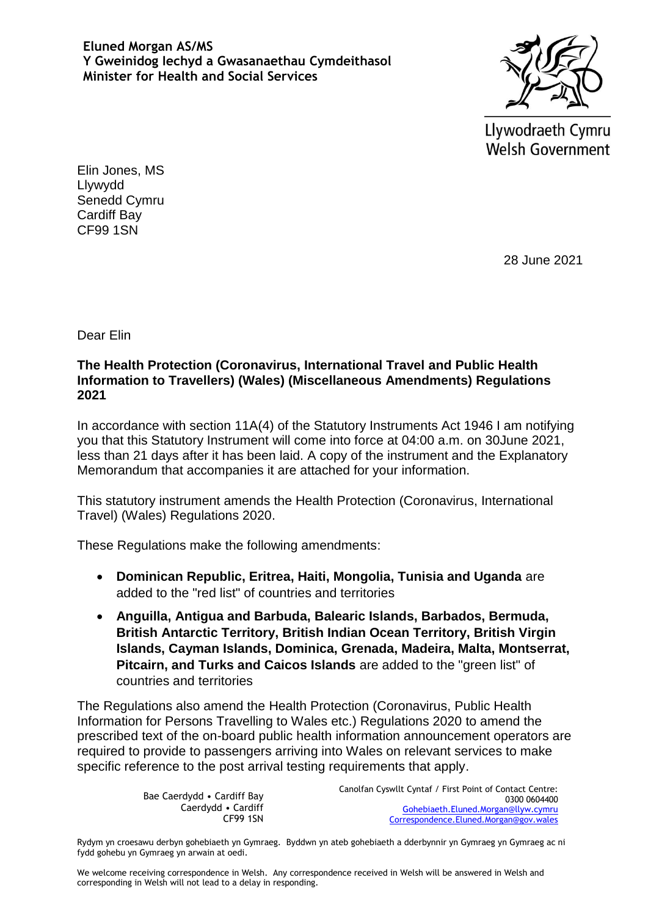**Eluned Morgan AS/MS**
**Y Gweinidog Iechyd a Gwasanaethau Cymdeithasol**
**Minister for Health and Social Services**

Llywodraeth Cymru
Welsh Government

Elin Jones, MS
Llywydd
Senedd Cymru
Cardiff Bay
CF99 1SN

28 June 2021

Dear Elin

**The Health Protection (Coronavirus, International Travel and Public Health Information to Travellers) (Wales) (Miscellaneous Amendments) Regulations 2021**

In accordance with section 11A(4) of the Statutory Instruments Act 1946 I am notifying you that this Statutory Instrument will come into force at 04:00 a.m. on 30June 2021, less than 21 days after it has been laid. A copy of the instrument and the Explanatory Memorandum that accompanies it are attached for your information.

This statutory instrument amends the Health Protection (Coronavirus, International Travel) (Wales) Regulations 2020.

These Regulations make the following amendments:

- **Dominican Republic, Eritrea, Haiti, Mongolia, Tunisia and Uganda** are added to the "red list" of countries and territories
- **Anguilla, Antigua and Barbuda, Balearic Islands, Barbados, Bermuda, British Antarctic Territory, British Indian Ocean Territory, British Virgin Islands, Cayman Islands, Dominica, Grenada, Madeira, Malta, Montserrat, Pitcairn, and Turks and Caicos Islands** are added to the "green list" of countries and territories

The Regulations also amend the Health Protection (Coronavirus, Public Health Information for Persons Travelling to Wales etc.) Regulations 2020 to amend the prescribed text of the on-board public health information announcement operators are required to provide to passengers arriving into Wales on relevant services to make specific reference to the post arrival testing requirements that apply.

Bae Caerdydd • Cardiff Bay
Caerdydd • Cardiff
CF99 1SN

Canolfan Cyswllt Cyntaf / First Point of Contact Centre:
0300 0604400
Gohebiaeth.Eluned.Morgan@llyw.cymru
Correspondence.Eluned.Morgan@gov.wales

Rydym yn croesawu derbyn gohebiaeth yn Gymraeg. Byddwn yn ateb gohebiaeth a dderbynnir yn Gymraeg yn Gymraeg ac ni fydd gohebu yn Gymraeg yn arwain at oedi.

We welcome receiving correspondence in Welsh. Any correspondence received in Welsh will be answered in Welsh and corresponding in Welsh will not lead to a delay in responding.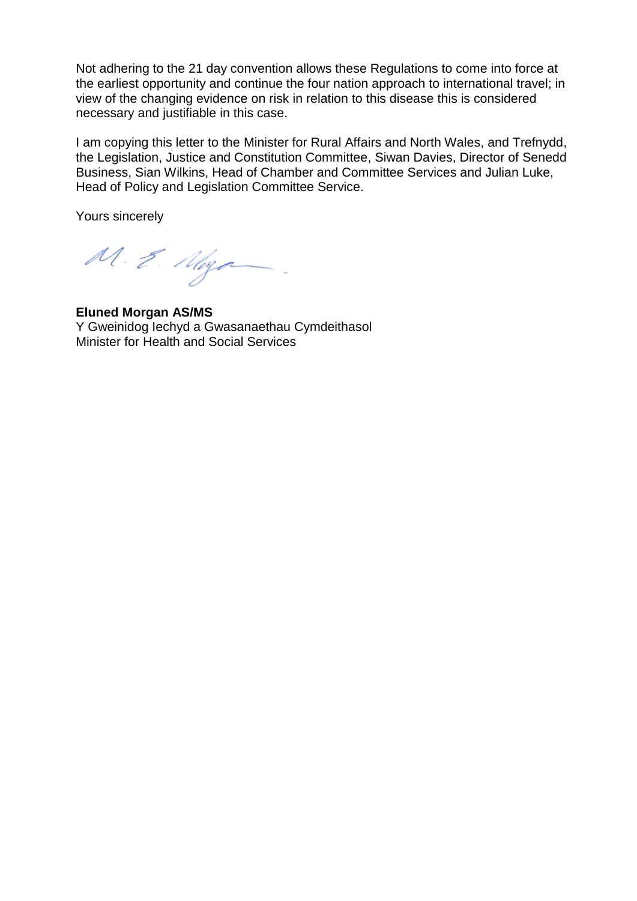Not adhering to the 21 day convention allows these Regulations to come into force at the earliest opportunity and continue the four nation approach to international travel; in view of the changing evidence on risk in relation to this disease this is considered necessary and justifiable in this case.

I am copying this letter to the Minister for Rural Affairs and North Wales, and Trefnydd, the Legislation, Justice and Constitution Committee, Siwan Davies, Director of Senedd Business, Sian Wilkins, Head of Chamber and Committee Services and Julian Luke, Head of Policy and Legislation Committee Service.

Yours sincerely

**Eluned Morgan AS/MS**
Y Gweinidog Iechyd a Gwasanaethau Cymdeithasol
Minister for Health and Social Services